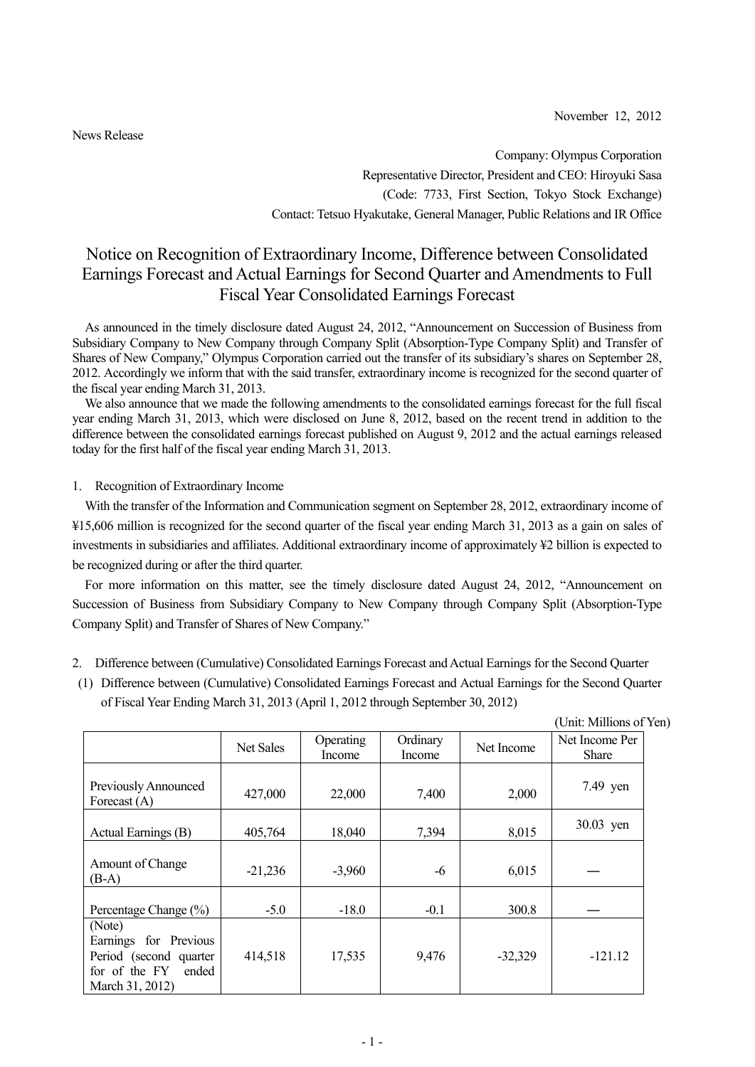November 12, 2012

News Release

Company: Olympus Corporation
Representative Director, President and CEO: Hiroyuki Sasa
(Code: 7733, First Section, Tokyo Stock Exchange)
Contact: Tetsuo Hyakutake, General Manager, Public Relations and IR Office

# Notice on Recognition of Extraordinary Income, Difference between Consolidated Earnings Forecast and Actual Earnings for Second Quarter and Amendments to Full Fiscal Year Consolidated Earnings Forecast

As announced in the timely disclosure dated August 24, 2012, "Announcement on Succession of Business from Subsidiary Company to New Company through Company Split (Absorption-Type Company Split) and Transfer of Shares of New Company," Olympus Corporation carried out the transfer of its subsidiary's shares on September 28, 2012. Accordingly we inform that with the said transfer, extraordinary income is recognized for the second quarter of the fiscal year ending March 31, 2013.

We also announce that we made the following amendments to the consolidated earnings forecast for the full fiscal year ending March 31, 2013, which were disclosed on June 8, 2012, based on the recent trend in addition to the difference between the consolidated earnings forecast published on August 9, 2012 and the actual earnings released today for the first half of the fiscal year ending March 31, 2013.

1. Recognition of Extraordinary Income

With the transfer of the Information and Communication segment on September 28, 2012, extraordinary income of ¥15,606 million is recognized for the second quarter of the fiscal year ending March 31, 2013 as a gain on sales of investments in subsidiaries and affiliates. Additional extraordinary income of approximately ¥2 billion is expected to be recognized during or after the third quarter.

For more information on this matter, see the timely disclosure dated August 24, 2012, "Announcement on Succession of Business from Subsidiary Company to New Company through Company Split (Absorption-Type Company Split) and Transfer of Shares of New Company."

2. Difference between (Cumulative) Consolidated Earnings Forecast and Actual Earnings for the Second Quarter

(1) Difference between (Cumulative) Consolidated Earnings Forecast and Actual Earnings for the Second Quarter of Fiscal Year Ending March 31, 2013 (April 1, 2012 through September 30, 2012)

(Unit: Millions of Yen)

| | Net Sales | Operating Income | Ordinary Income | Net Income | Net Income Per Share |
|---|---|---|---|---|---|
| Previously Announced Forecast (A) | 427,000 | 22,000 | 7,400 | 2,000 | 7.49 yen |
| Actual Earnings (B) | 405,764 | 18,040 | 7,394 | 8,015 | 30.03 yen |
| Amount of Change (B-A) | -21,236 | -3,960 | -6 | 6,015 | — |
| Percentage Change (%) | -5.0 | -18.0 | -0.1 | 300.8 | — |
| (Note) Earnings for Previous Period (second quarter for of the FY ended March 31, 2012) | 414,518 | 17,535 | 9,476 | -32,329 | -121.12 |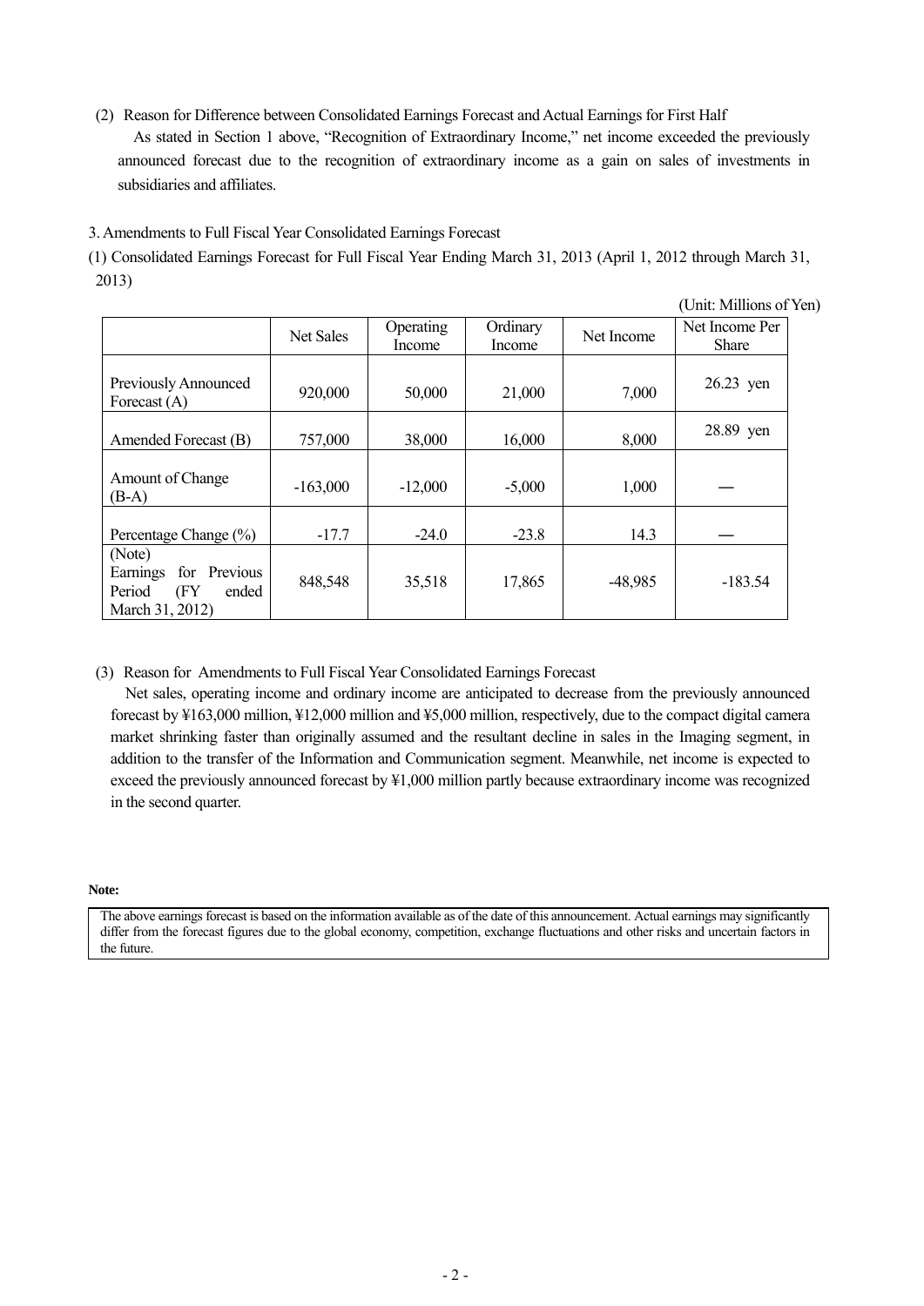(2) Reason for Difference between Consolidated Earnings Forecast and Actual Earnings for First Half

As stated in Section 1 above, "Recognition of Extraordinary Income," net income exceeded the previously announced forecast due to the recognition of extraordinary income as a gain on sales of investments in subsidiaries and affiliates.

3. Amendments to Full Fiscal Year Consolidated Earnings Forecast

(1) Consolidated Earnings Forecast for Full Fiscal Year Ending March 31, 2013 (April 1, 2012 through March 31, 2013)

(Unit: Millions of Yen)

| | Net Sales | Operating Income | Ordinary Income | Net Income | Net Income Per Share |
|---|---|---|---|---|---|
| Previously Announced Forecast (A) | 920,000 | 50,000 | 21,000 | 7,000 | 26.23 yen |
| Amended Forecast (B) | 757,000 | 38,000 | 16,000 | 8,000 | 28.89 yen |
| Amount of Change (B-A) | -163,000 | -12,000 | -5,000 | 1,000 | — |
| Percentage Change (%) | -17.7 | -24.0 | -23.8 | 14.3 | — |
| (Note) Earnings for Previous Period (FY ended March 31, 2012) | 848,548 | 35,518 | 17,865 | -48,985 | -183.54 |

(3) Reason for Amendments to Full Fiscal Year Consolidated Earnings Forecast

Net sales, operating income and ordinary income are anticipated to decrease from the previously announced forecast by ¥163,000 million, ¥12,000 million and ¥5,000 million, respectively, due to the compact digital camera market shrinking faster than originally assumed and the resultant decline in sales in the Imaging segment, in addition to the transfer of the Information and Communication segment. Meanwhile, net income is expected to exceed the previously announced forecast by ¥1,000 million partly because extraordinary income was recognized in the second quarter.

**Note:**

The above earnings forecast is based on the information available as of the date of this announcement. Actual earnings may significantly differ from the forecast figures due to the global economy, competition, exchange fluctuations and other risks and uncertain factors in the future.